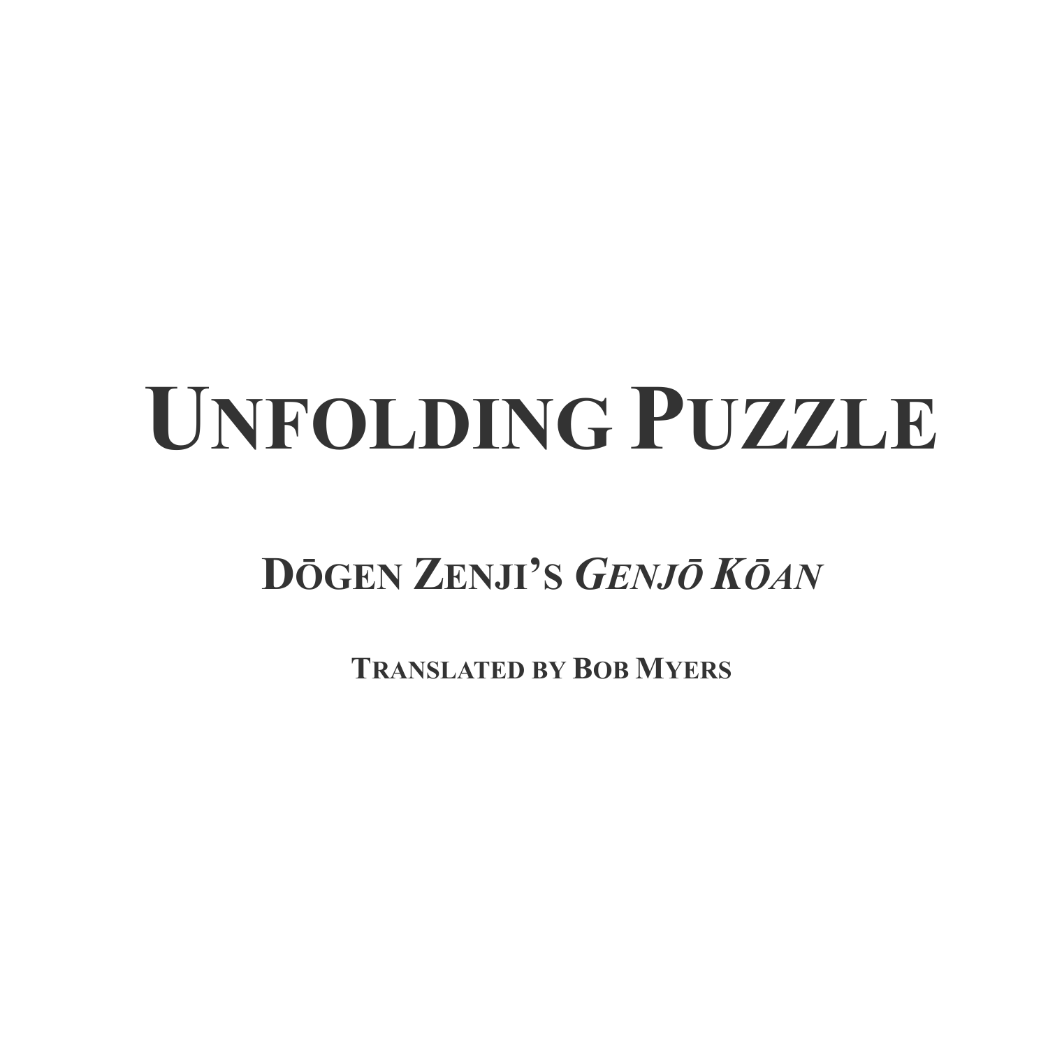# Unfolding Puzzle

## Dōgen Zenji's *Genjō Kōan*

**Translated by Bob Myers**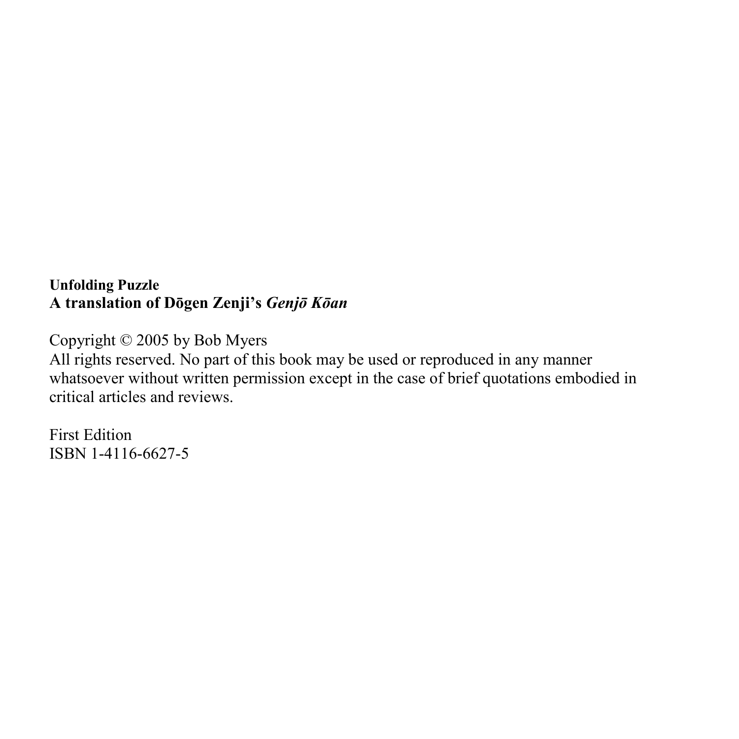**Unfolding Puzzle**
**A translation of Dōgen Zenji's *Genjō Kōan***

Copyright © 2005 by Bob Myers
All rights reserved. No part of this book may be used or reproduced in any manner whatsoever without written permission except in the case of brief quotations embodied in critical articles and reviews.

First Edition
ISBN 1-4116-6627-5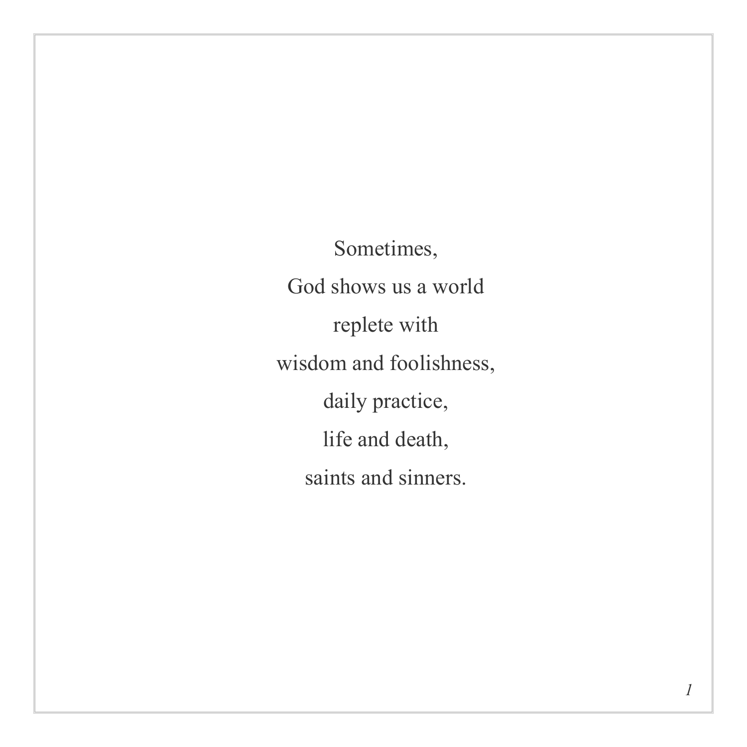Sometimes,

God shows us a world

replete with

wisdom and foolishness,

daily practice,

life and death,

saints and sinners.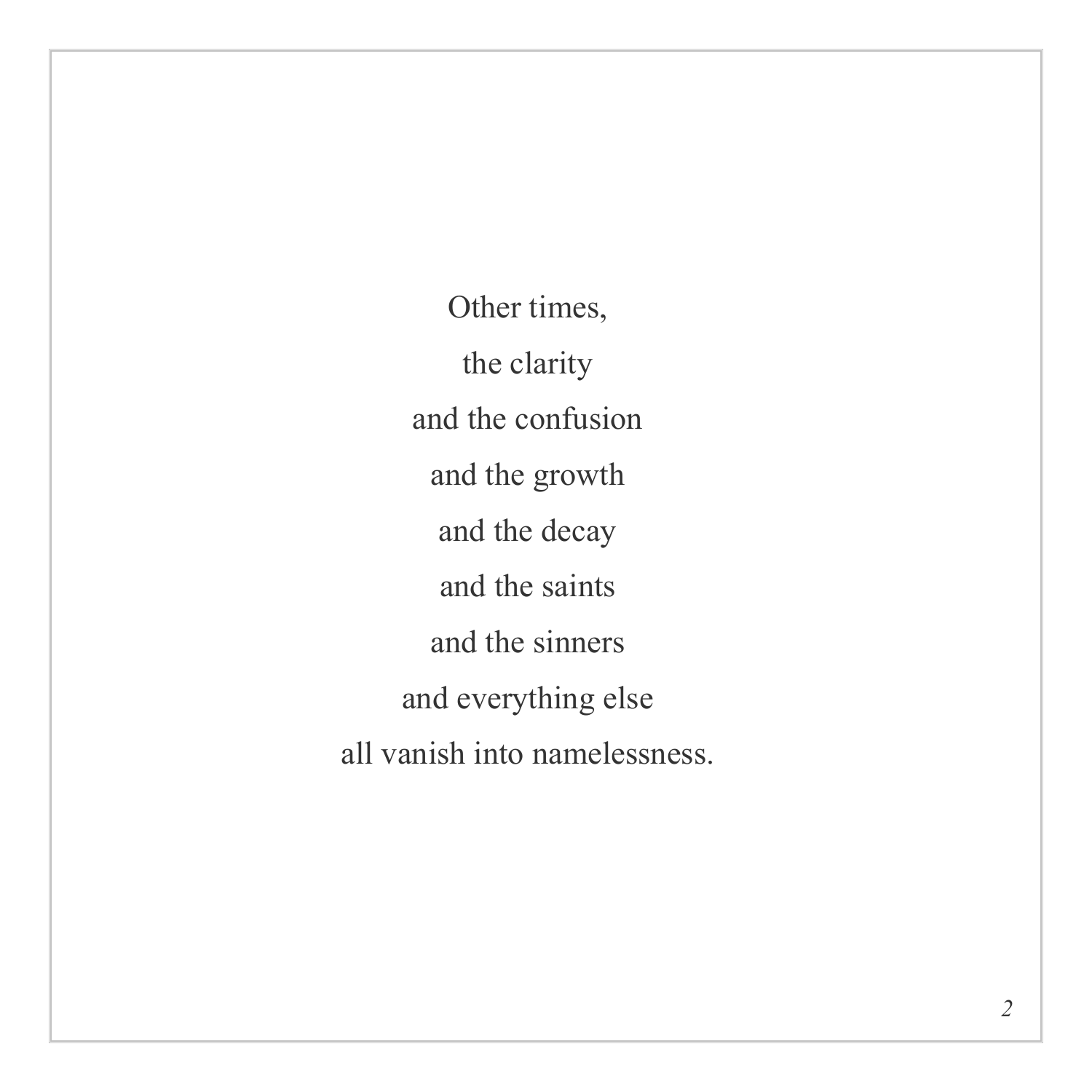Other times,

the clarity

and the confusion

and the growth

and the decay

and the saints

and the sinners

and everything else

all vanish into namelessness.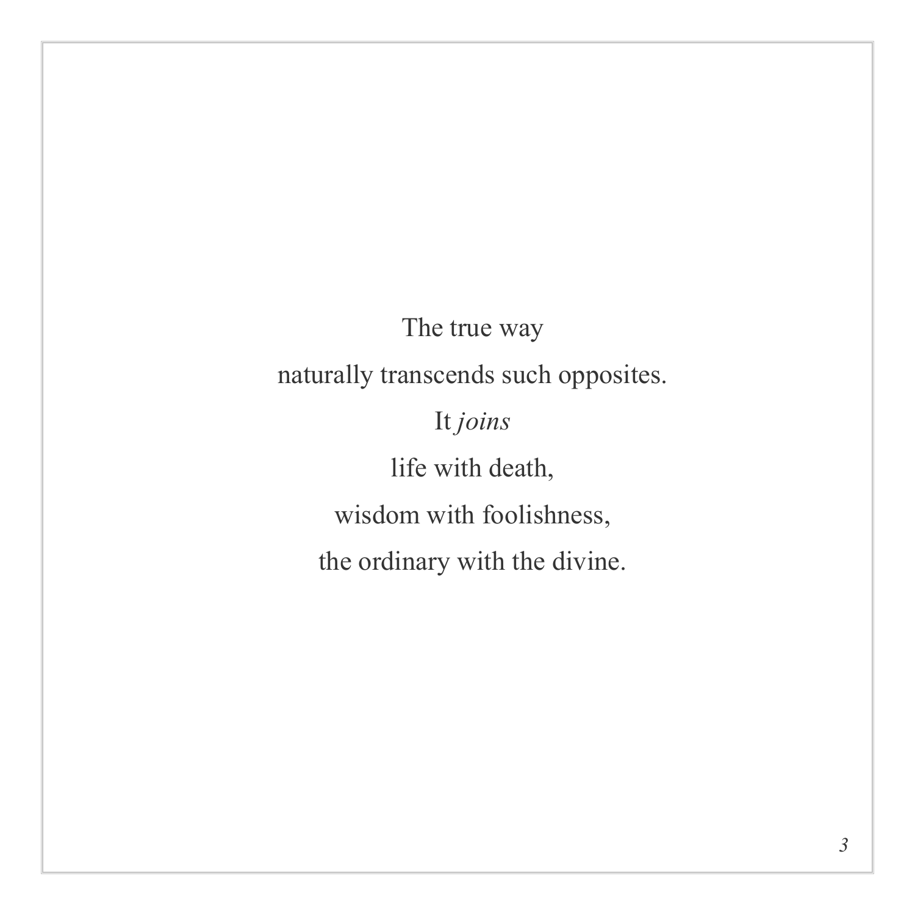The true way

naturally transcends such opposites.

It *joins*

life with death,

wisdom with foolishness,

the ordinary with the divine.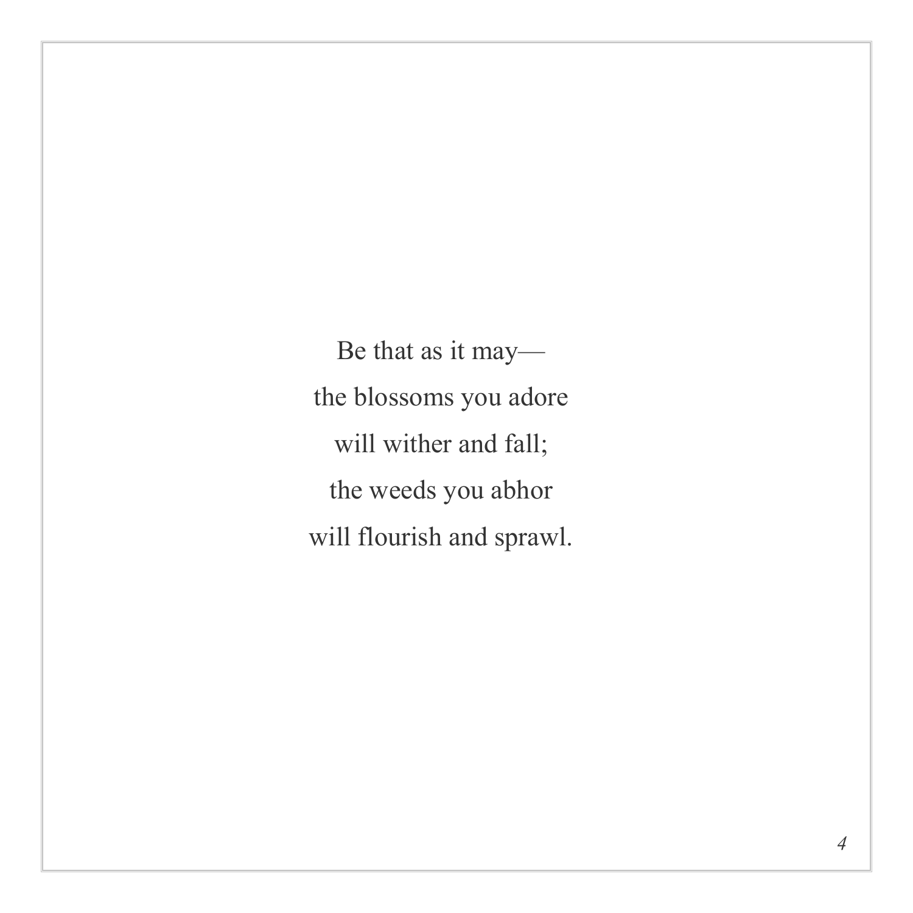Be that as it may—
the blossoms you adore
will wither and fall;
the weeds you abhor
will flourish and sprawl.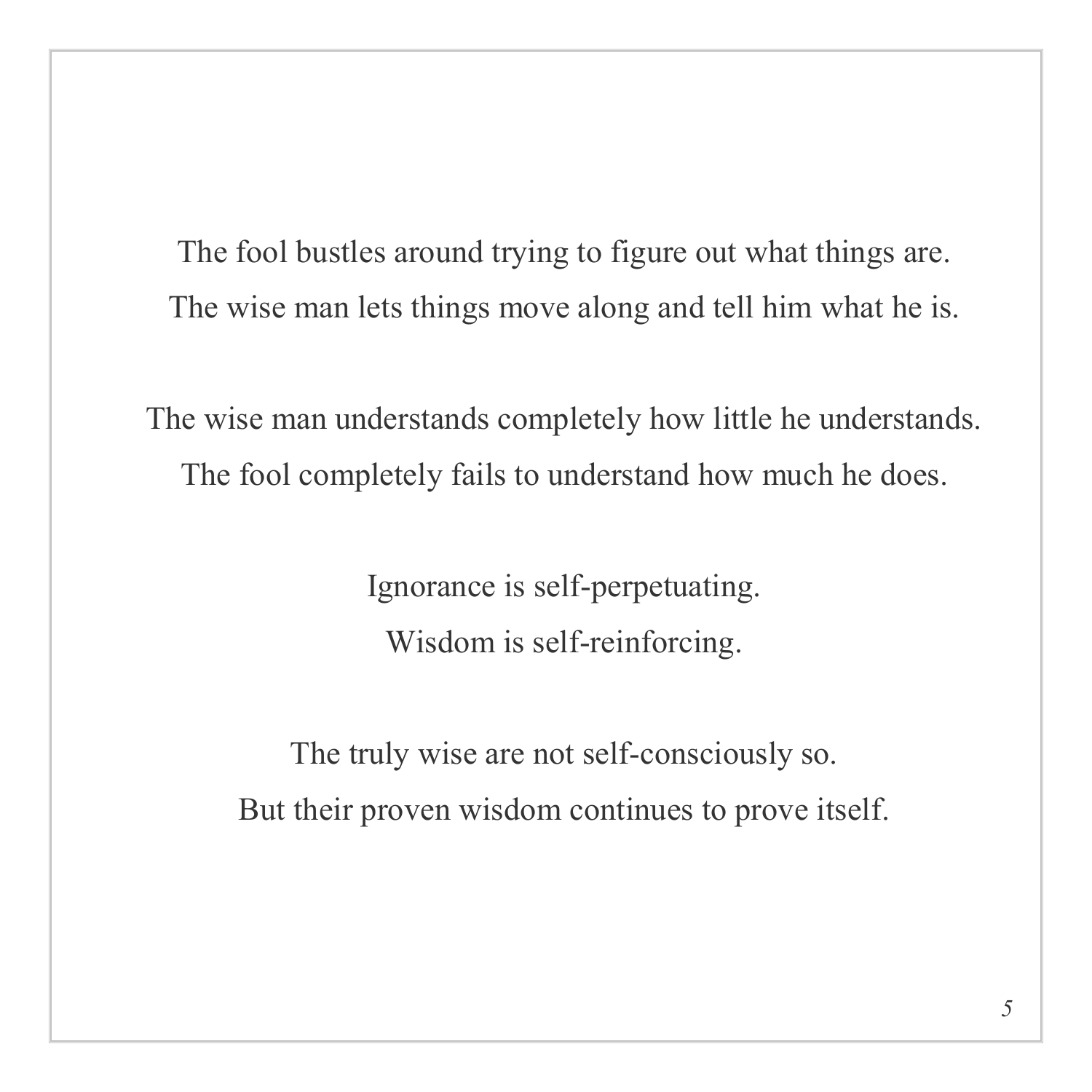The fool bustles around trying to figure out what things are.
The wise man lets things move along and tell him what he is.

The wise man understands completely how little he understands.
The fool completely fails to understand how much he does.

Ignorance is self-perpetuating.
Wisdom is self-reinforcing.

The truly wise are not self-consciously so.
But their proven wisdom continues to prove itself.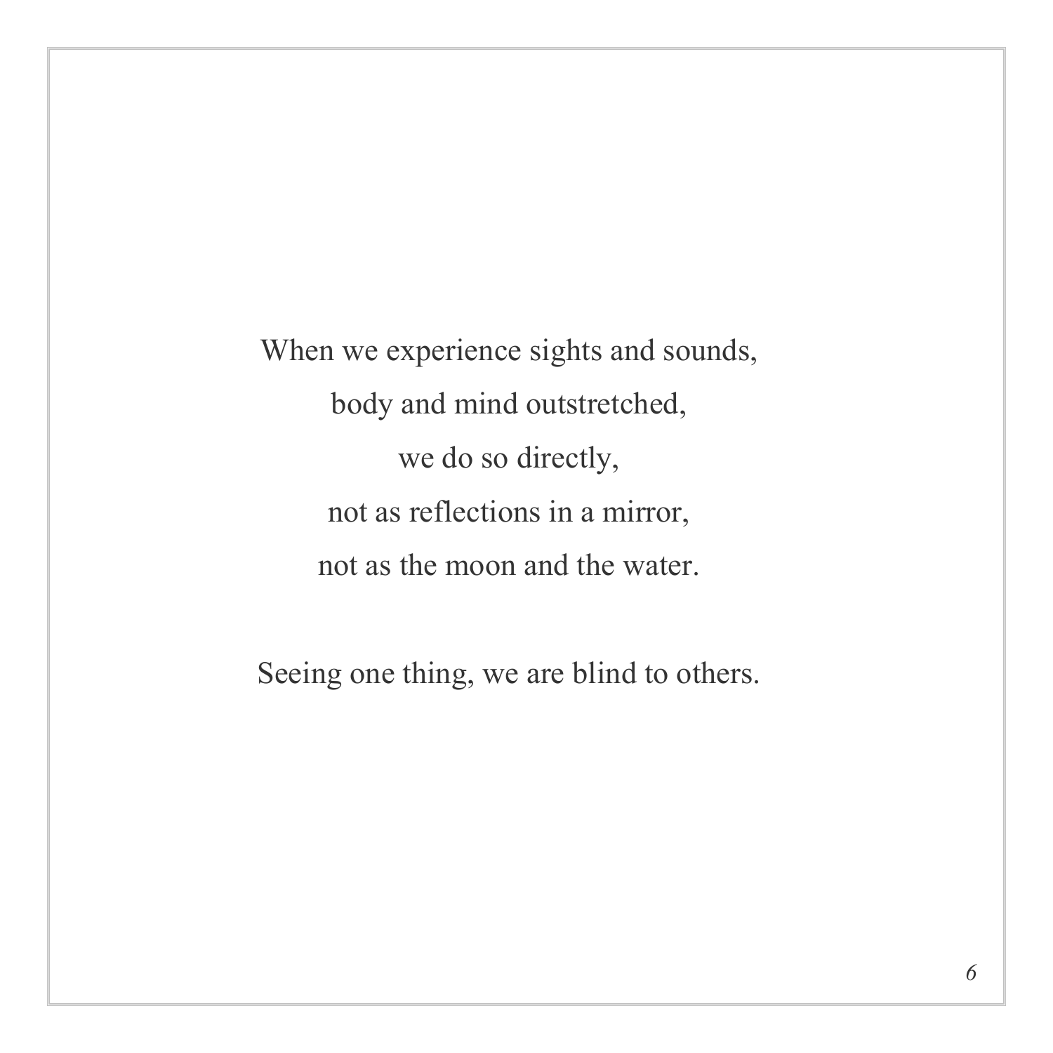When we experience sights and sounds,  
body and mind outstretched,  
we do so directly,  
not as reflections in a mirror,  
not as the moon and the water.

Seeing one thing, we are blind to others.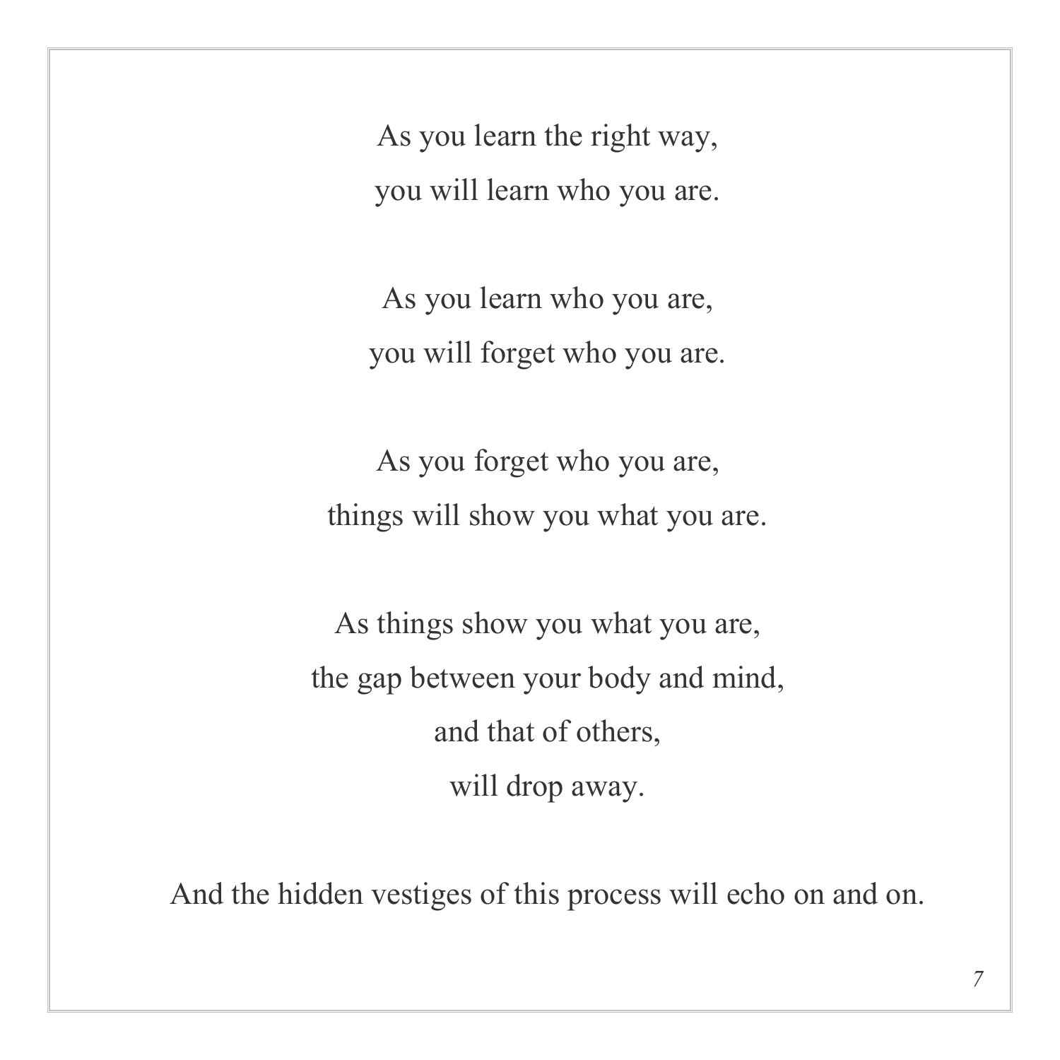As you learn the right way,
you will learn who you are.

As you learn who you are,
you will forget who you are.

As you forget who you are,
things will show you what you are.

As things show you what you are,
the gap between your body and mind,
and that of others,
will drop away.

And the hidden vestiges of this process will echo on and on.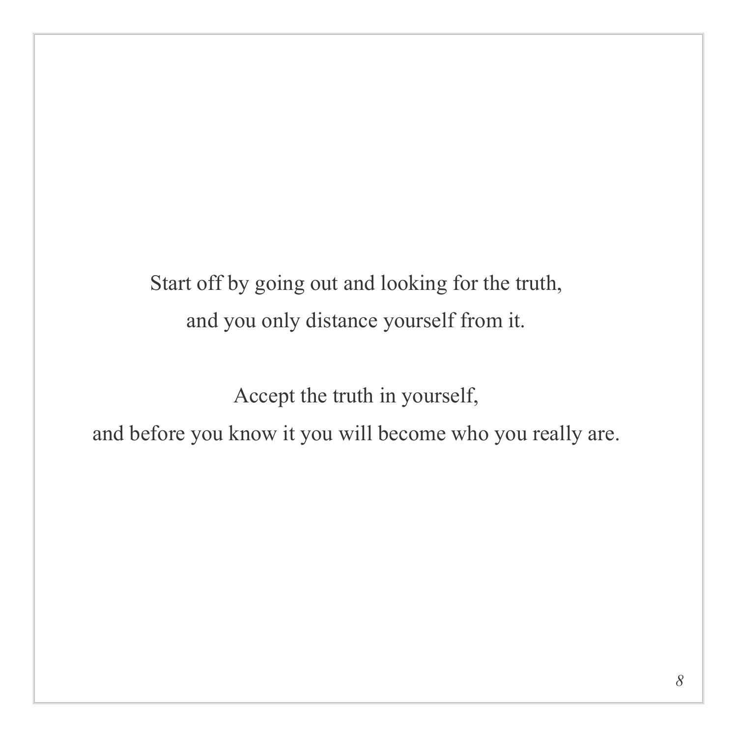Start off by going out and looking for the truth,
and you only distance yourself from it.

Accept the truth in yourself,
and before you know it you will become who you really are.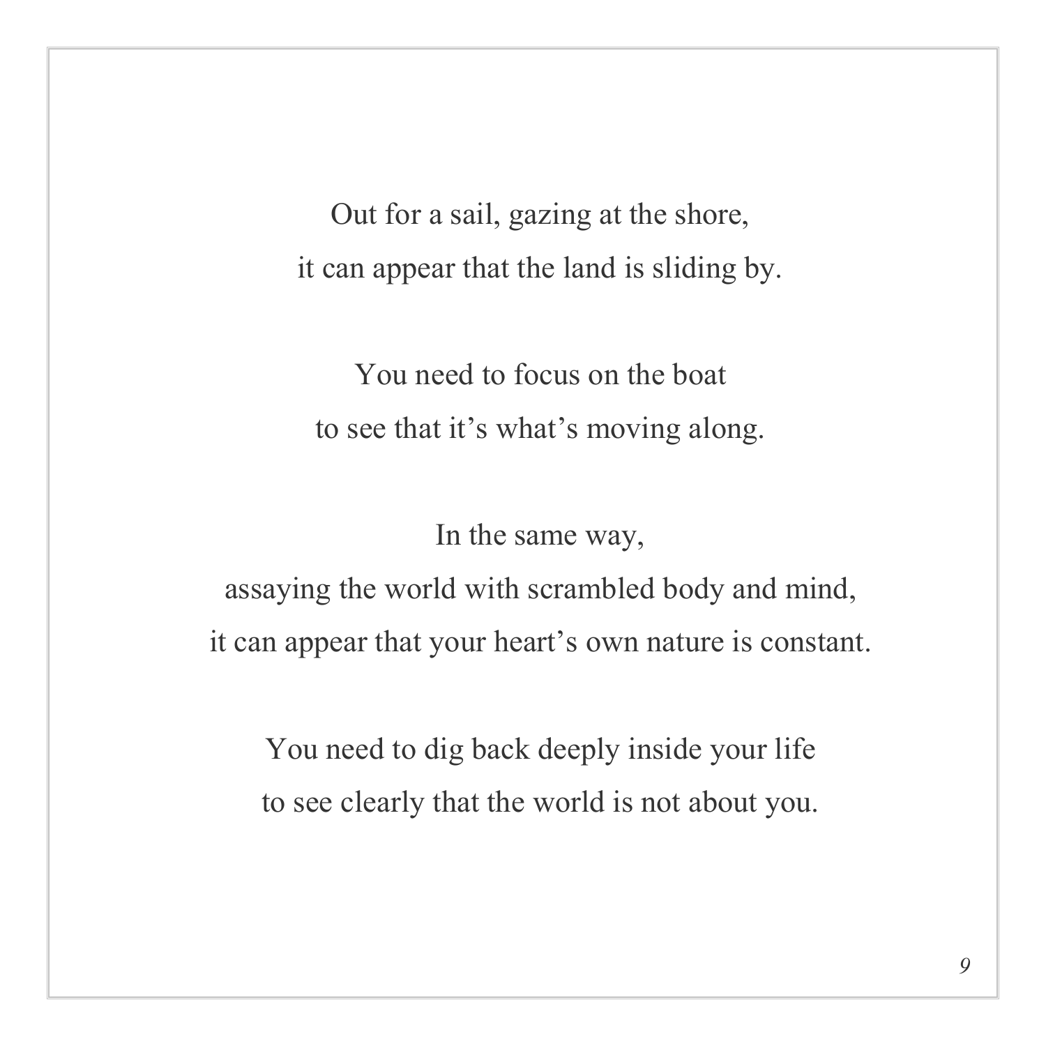Out for a sail, gazing at the shore,
it can appear that the land is sliding by.

You need to focus on the boat
to see that it's what's moving along.

In the same way,
assaying the world with scrambled body and mind,
it can appear that your heart's own nature is constant.

You need to dig back deeply inside your life
to see clearly that the world is not about you.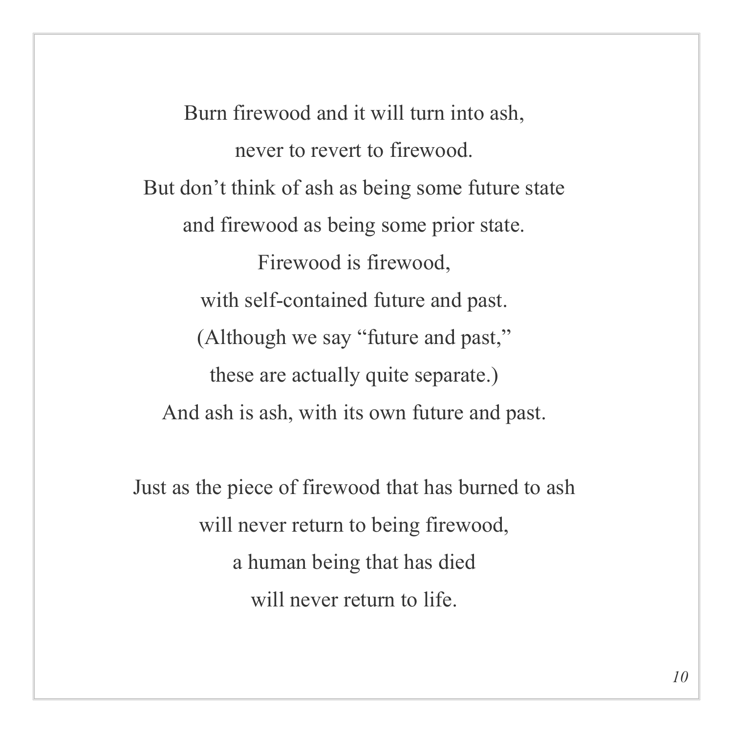Burn firewood and it will turn into ash,
never to revert to firewood.
But don't think of ash as being some future state
and firewood as being some prior state.
Firewood is firewood,
with self-contained future and past.
(Although we say "future and past,"
these are actually quite separate.)
And ash is ash, with its own future and past.

Just as the piece of firewood that has burned to ash
will never return to being firewood,
a human being that has died
will never return to life.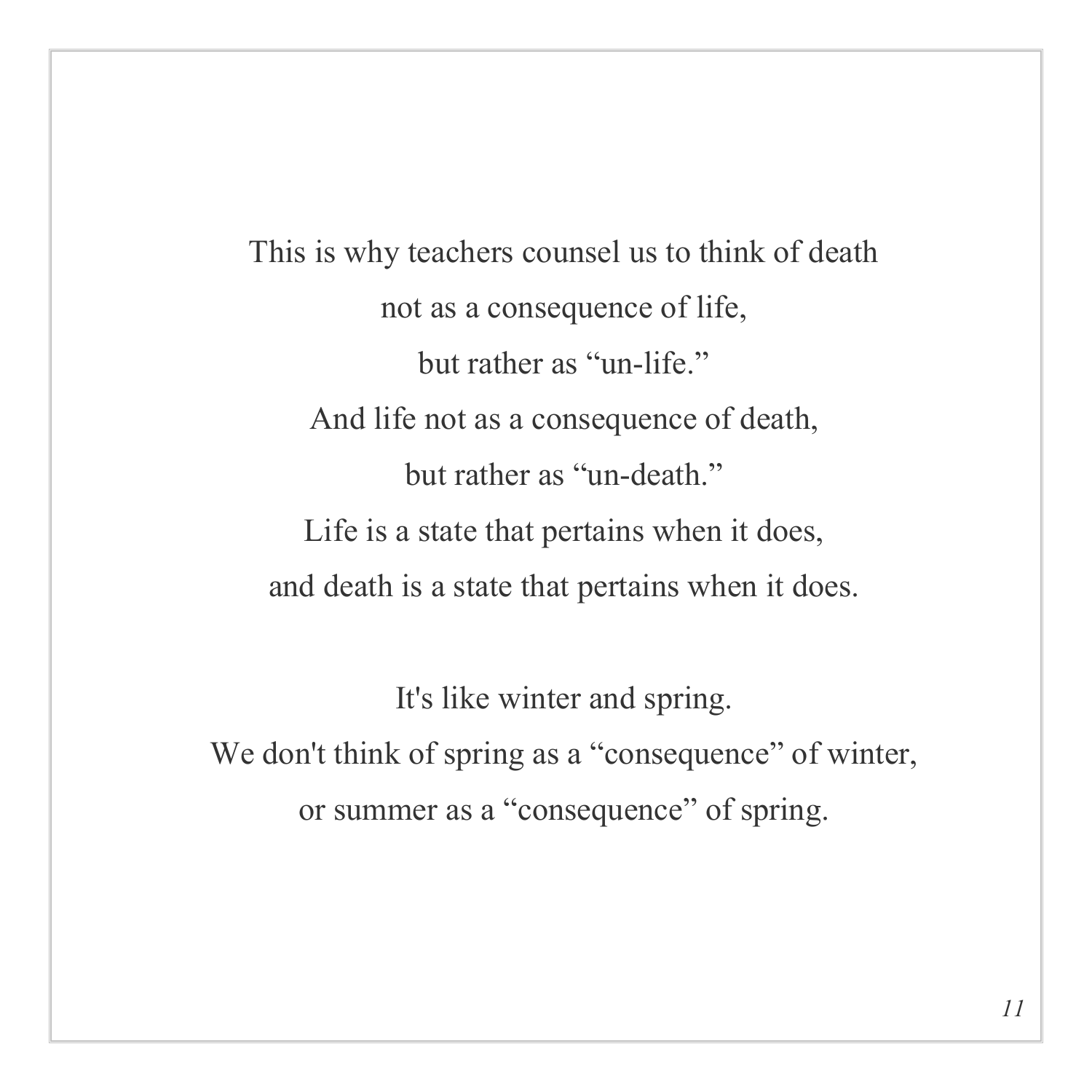This is why teachers counsel us to think of death  
not as a consequence of life,  
but rather as “un-life.”  
And life not as a consequence of death,  
but rather as “un-death.”  
Life is a state that pertains when it does,  
and death is a state that pertains when it does.

It's like winter and spring.  
We don't think of spring as a “consequence” of winter,  
or summer as a “consequence” of spring.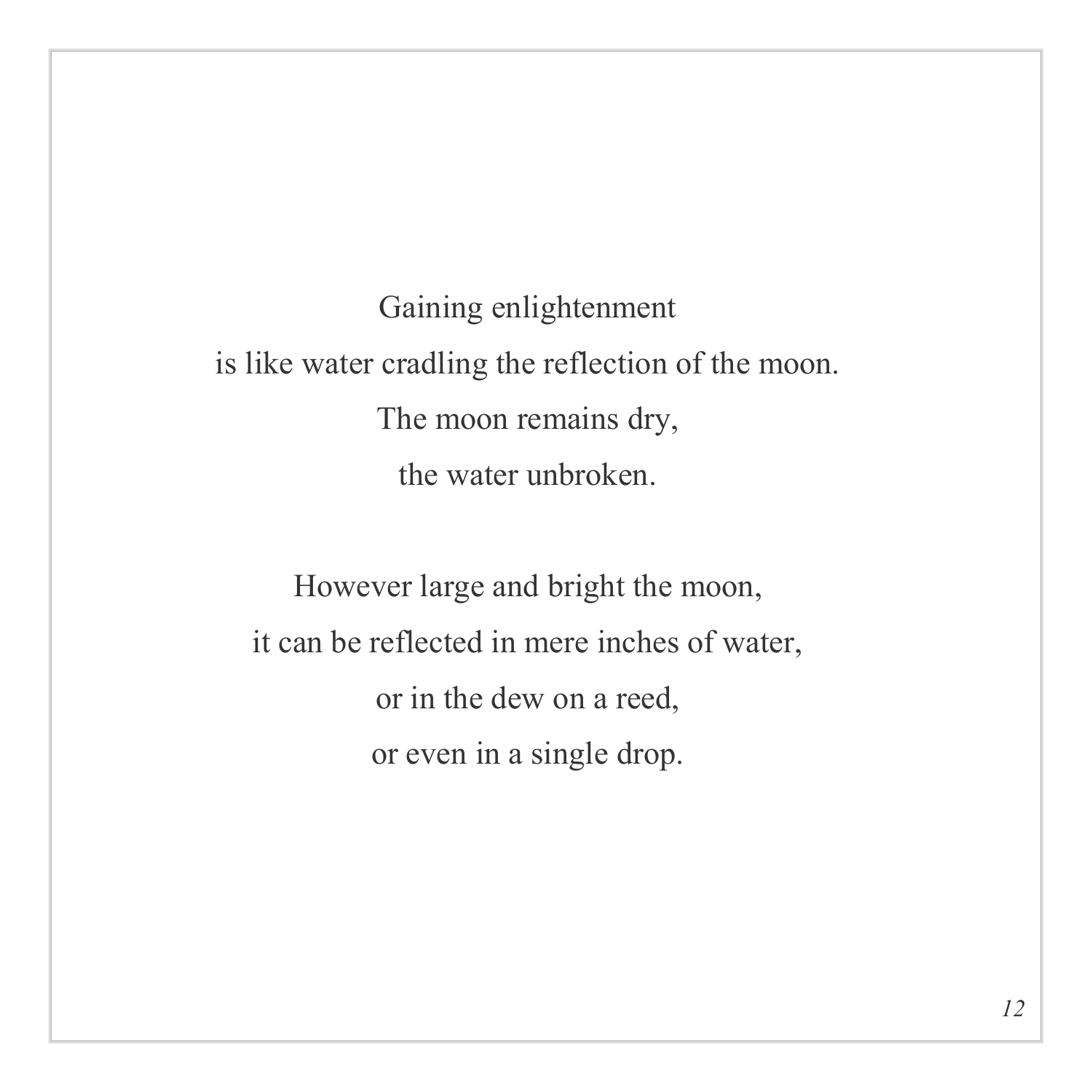Gaining enlightenment  
is like water cradling the reflection of the moon.  
The moon remains dry,  
the water unbroken.

However large and bright the moon,  
it can be reflected in mere inches of water,  
or in the dew on a reed,  
or even in a single drop.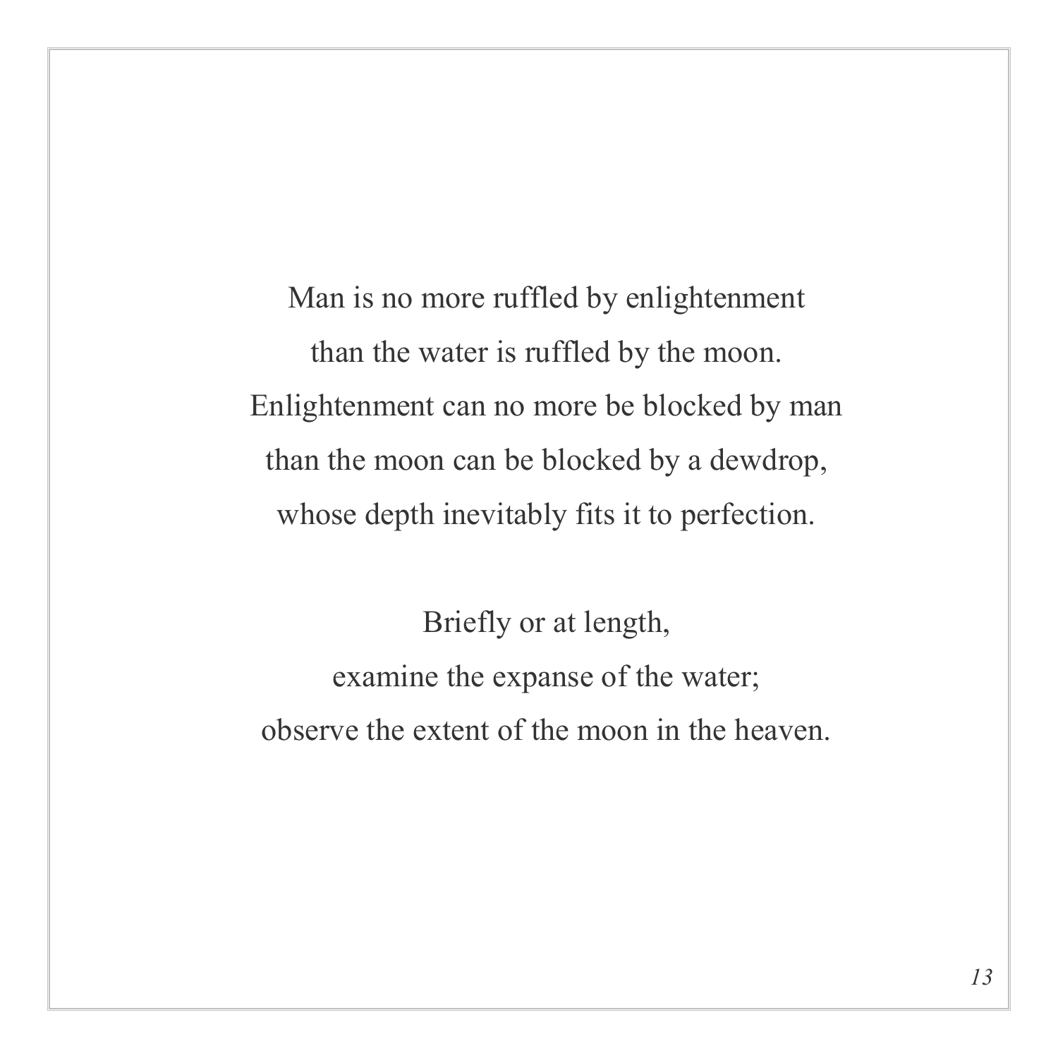Man is no more ruffled by enlightenment
than the water is ruffled by the moon.
Enlightenment can no more be blocked by man
than the moon can be blocked by a dewdrop,
whose depth inevitably fits it to perfection.

Briefly or at length,
examine the expanse of the water;
observe the extent of the moon in the heaven.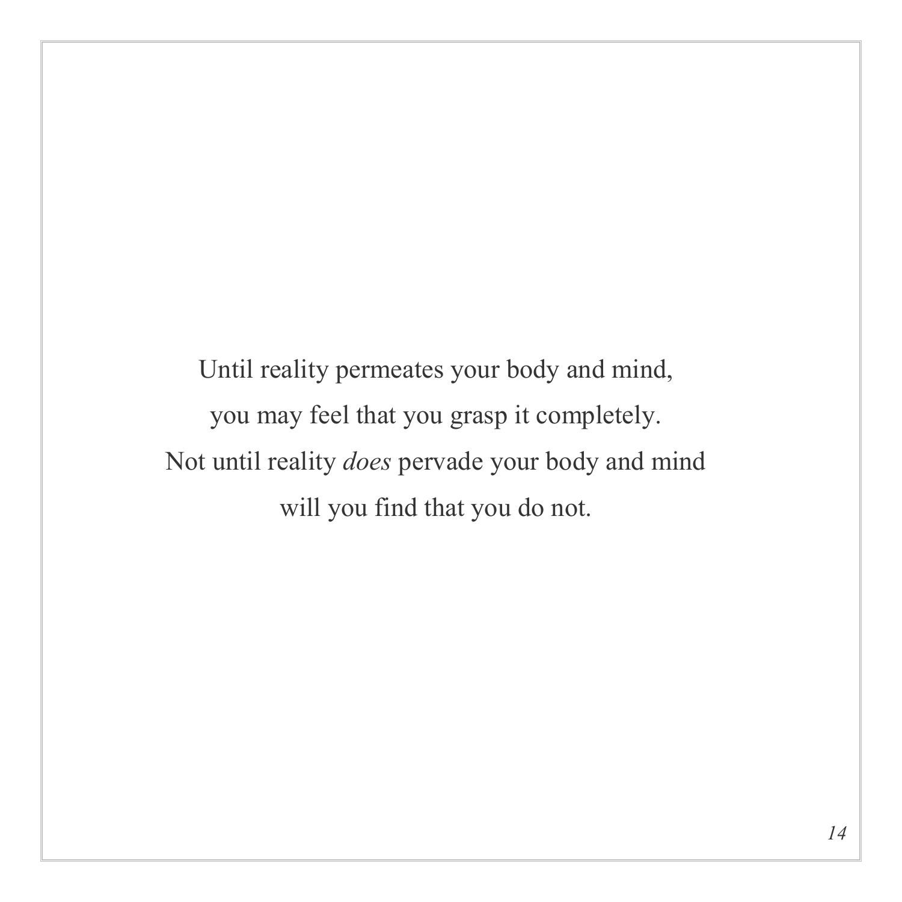Until reality permeates your body and mind,
you may feel that you grasp it completely.
Not until reality *does* pervade your body and mind
will you find that you do not.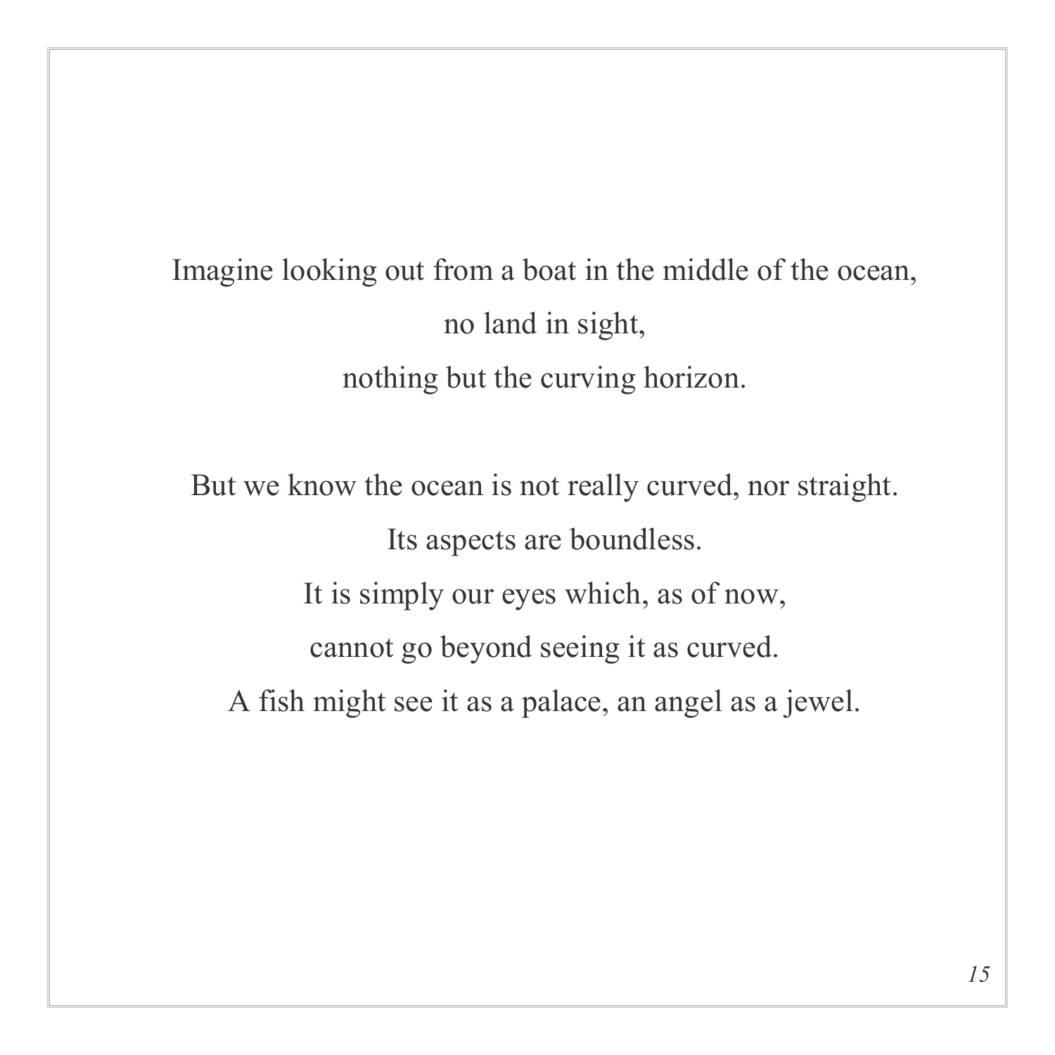Imagine looking out from a boat in the middle of the ocean,
no land in sight,
nothing but the curving horizon.

But we know the ocean is not really curved, nor straight.
Its aspects are boundless.
It is simply our eyes which, as of now,
cannot go beyond seeing it as curved.
A fish might see it as a palace, an angel as a jewel.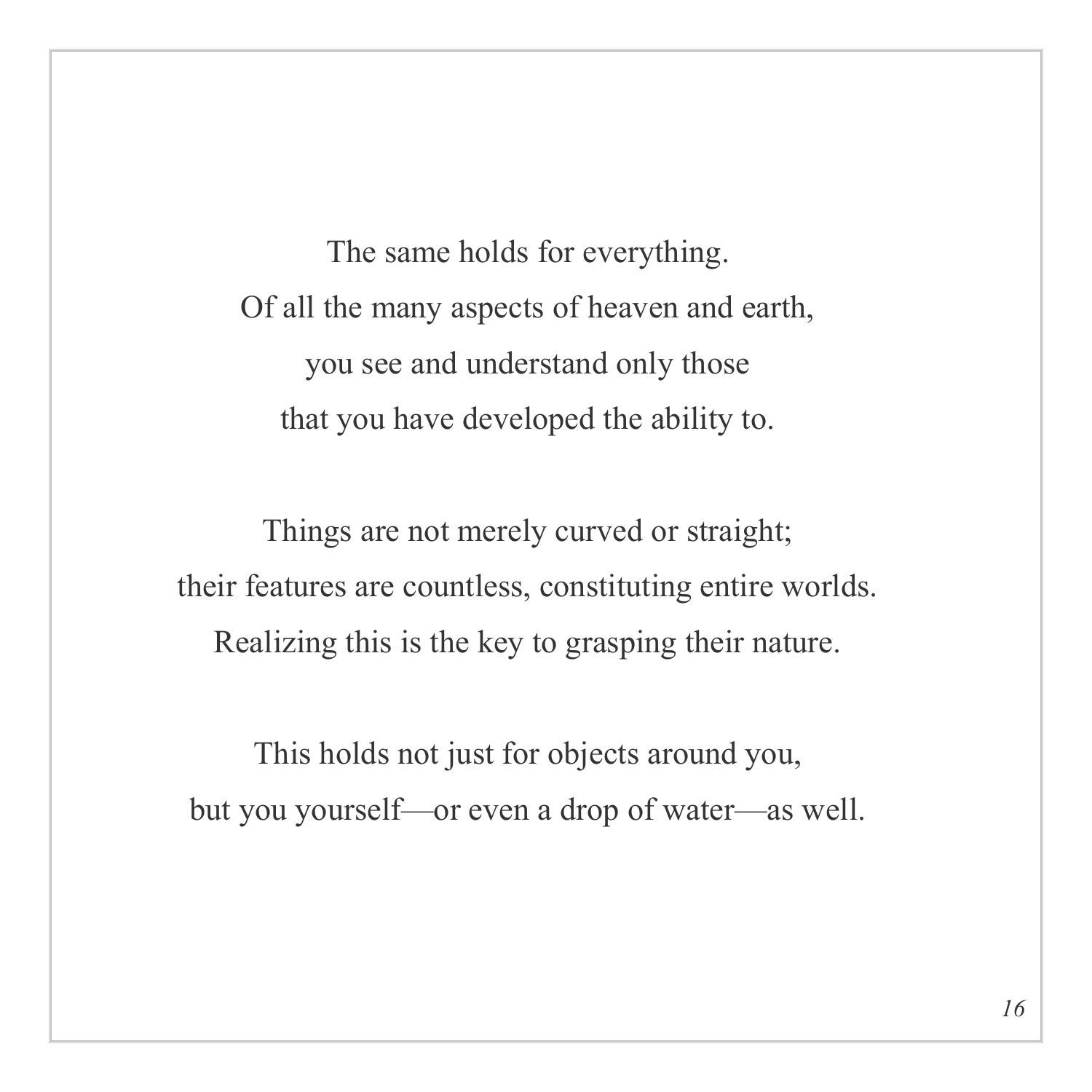The same holds for everything.
Of all the many aspects of heaven and earth,
you see and understand only those
that you have developed the ability to.

Things are not merely curved or straight;
their features are countless, constituting entire worlds.
Realizing this is the key to grasping their nature.

This holds not just for objects around you,
but you yourself—or even a drop of water—as well.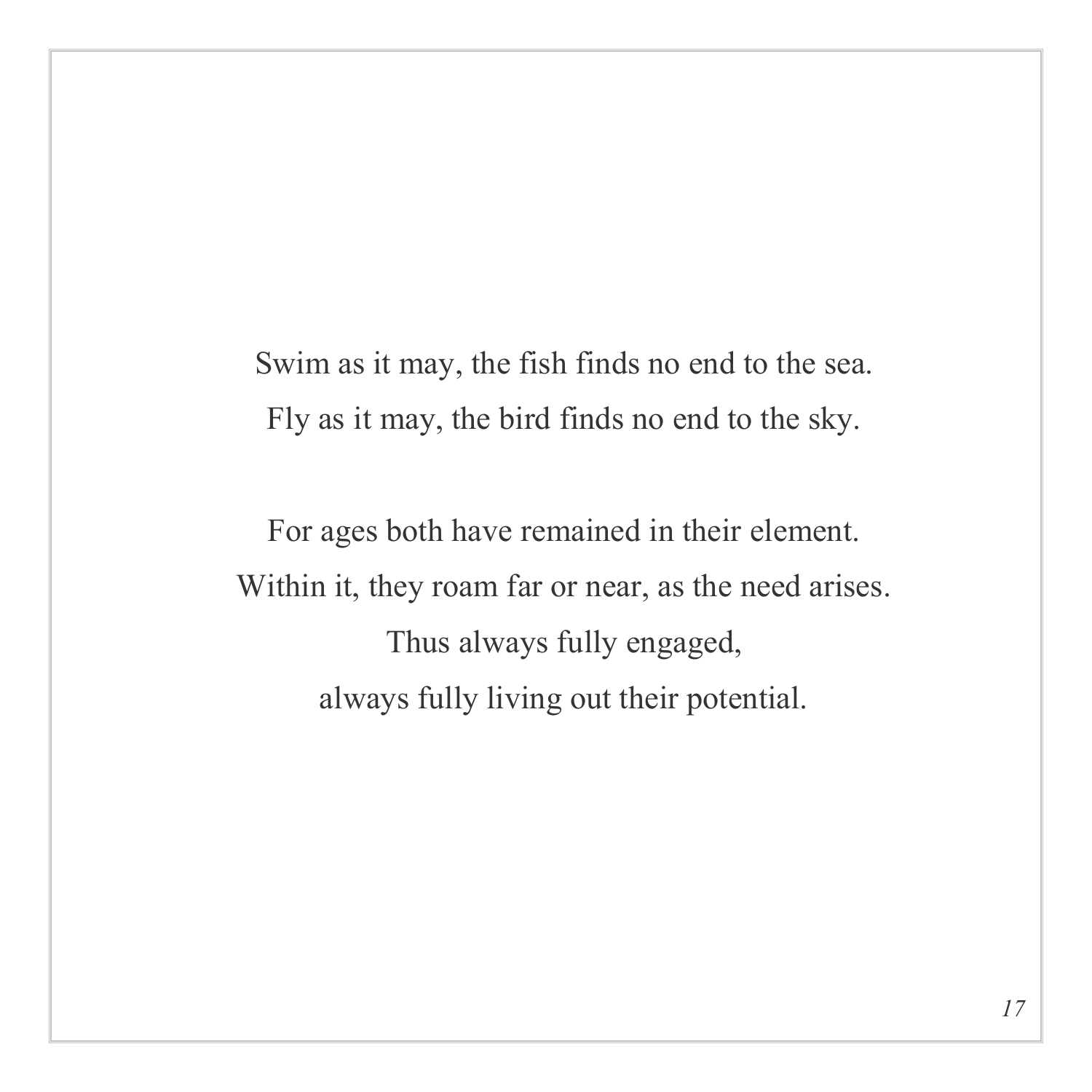Swim as it may, the fish finds no end to the sea.  
Fly as it may, the bird finds no end to the sky.

For ages both have remained in their element.  
Within it, they roam far or near, as the need arises.  
Thus always fully engaged,  
always fully living out their potential.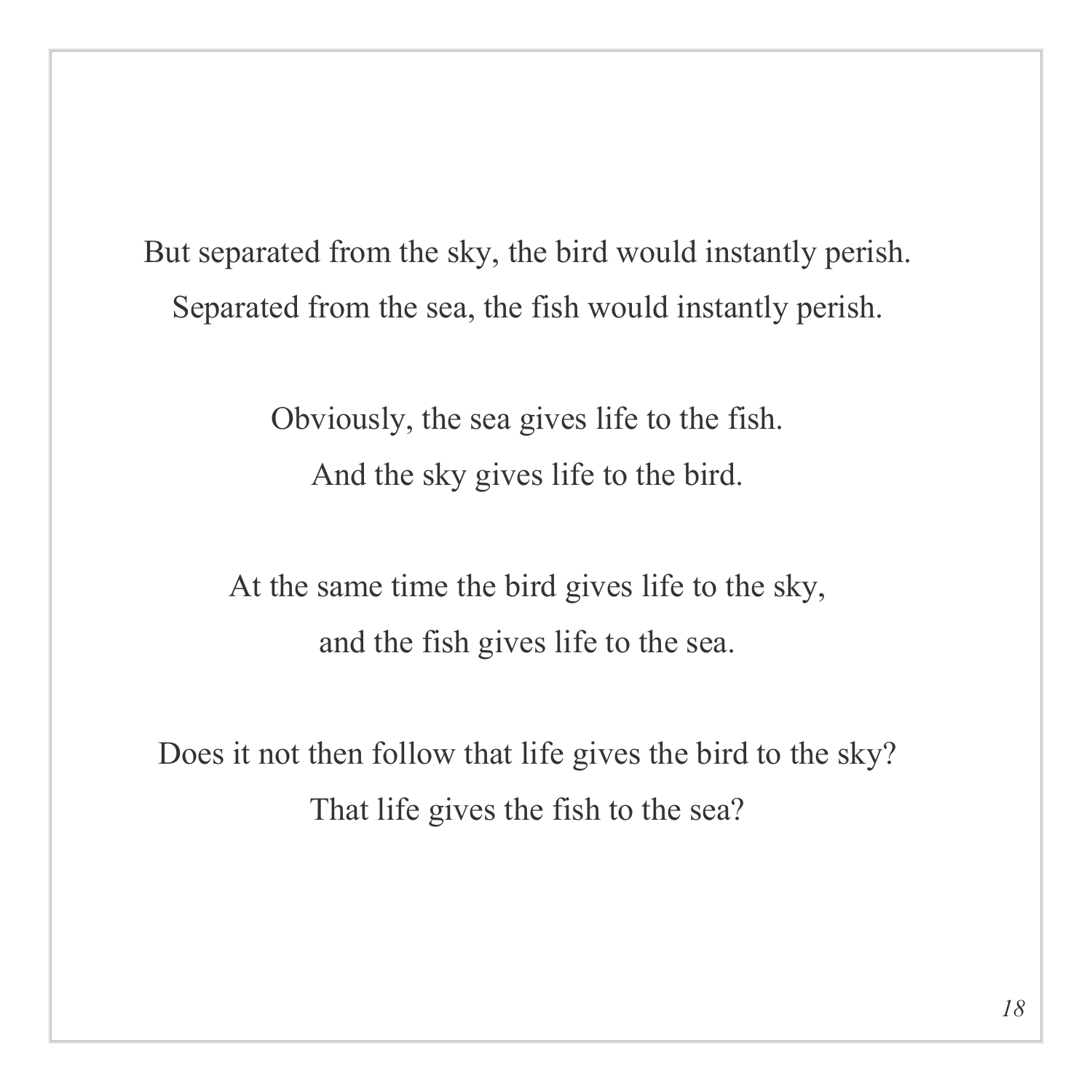But separated from the sky, the bird would instantly perish.
Separated from the sea, the fish would instantly perish.

Obviously, the sea gives life to the fish.
And the sky gives life to the bird.

At the same time the bird gives life to the sky,
and the fish gives life to the sea.

Does it not then follow that life gives the bird to the sky?
That life gives the fish to the sea?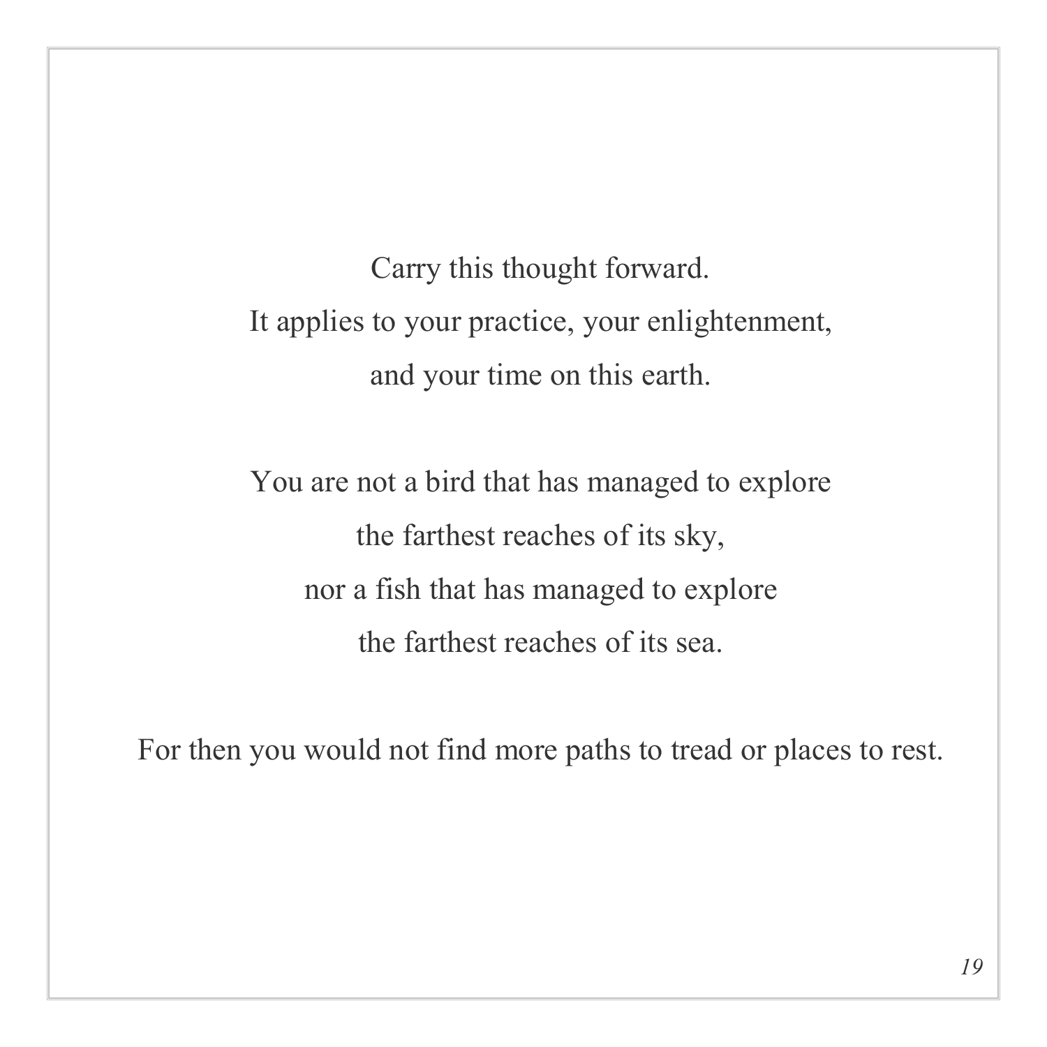Carry this thought forward.
It applies to your practice, your enlightenment,
and your time on this earth.

You are not a bird that has managed to explore
the farthest reaches of its sky,
nor a fish that has managed to explore
the farthest reaches of its sea.

For then you would not find more paths to tread or places to rest.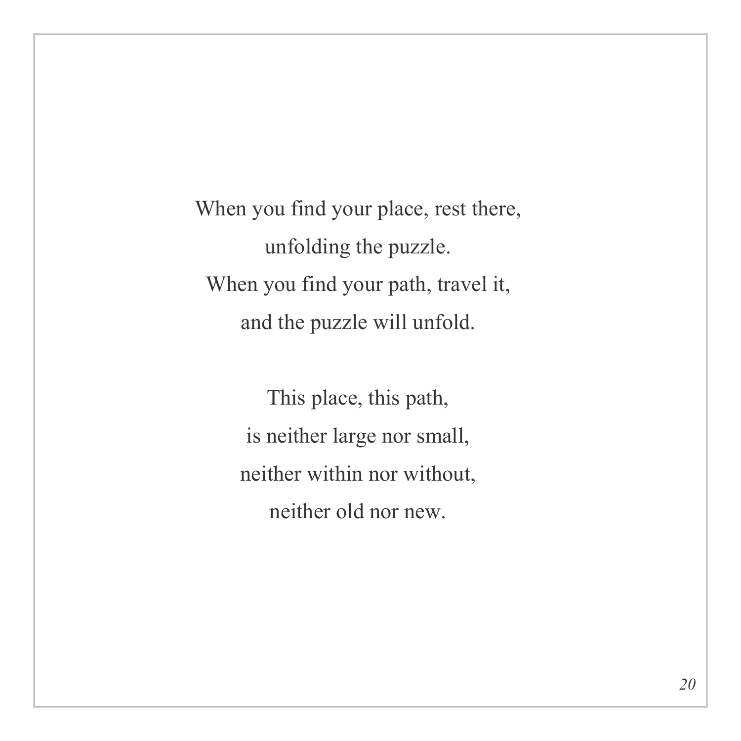When you find your place, rest there,  
unfolding the puzzle.  
When you find your path, travel it,  
and the puzzle will unfold.

This place, this path,  
is neither large nor small,  
neither within nor without,  
neither old nor new.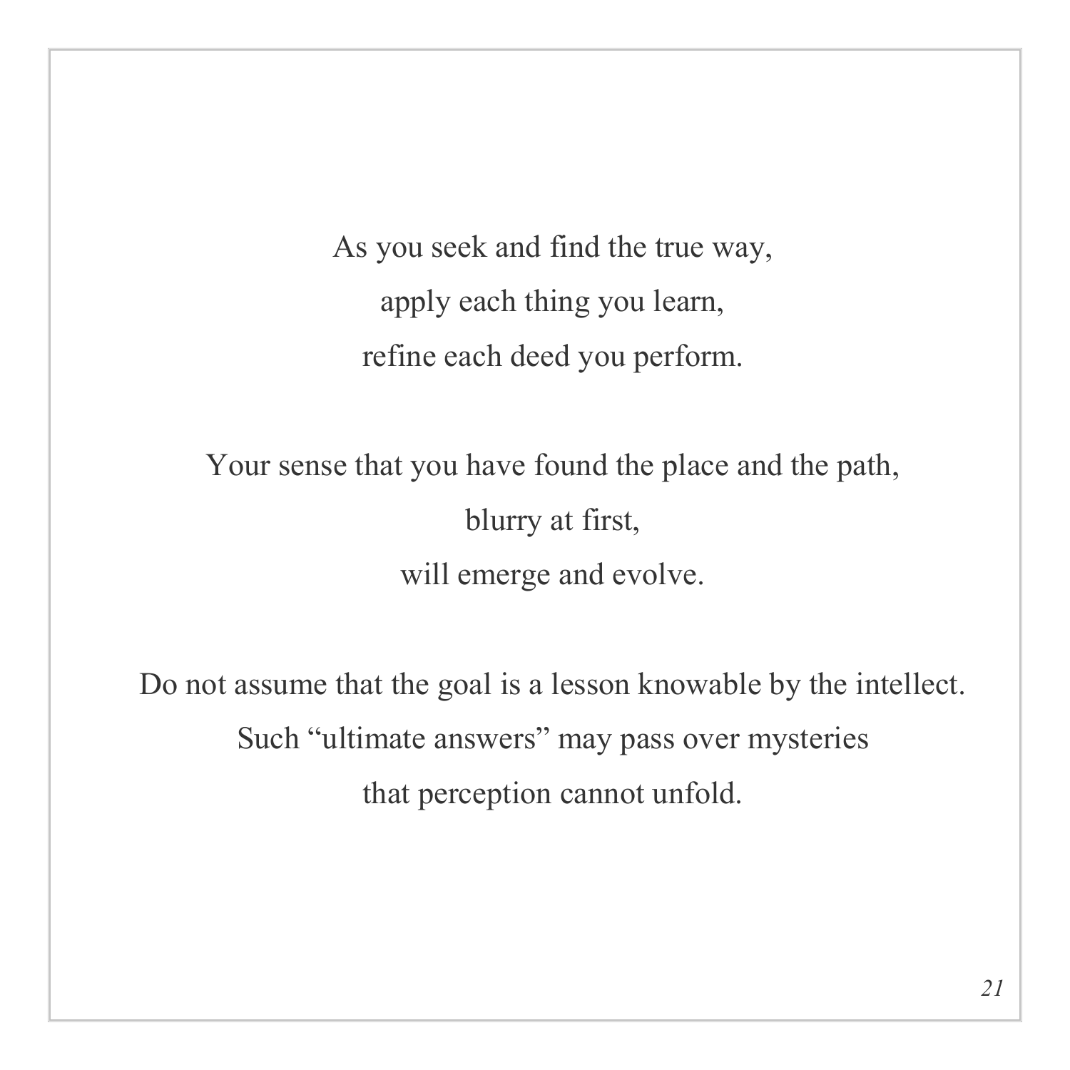As you seek and find the true way,  
apply each thing you learn,  
refine each deed you perform.

Your sense that you have found the place and the path,  
blurry at first,  
will emerge and evolve.

Do not assume that the goal is a lesson knowable by the intellect.  
Such “ultimate answers” may pass over mysteries  
that perception cannot unfold.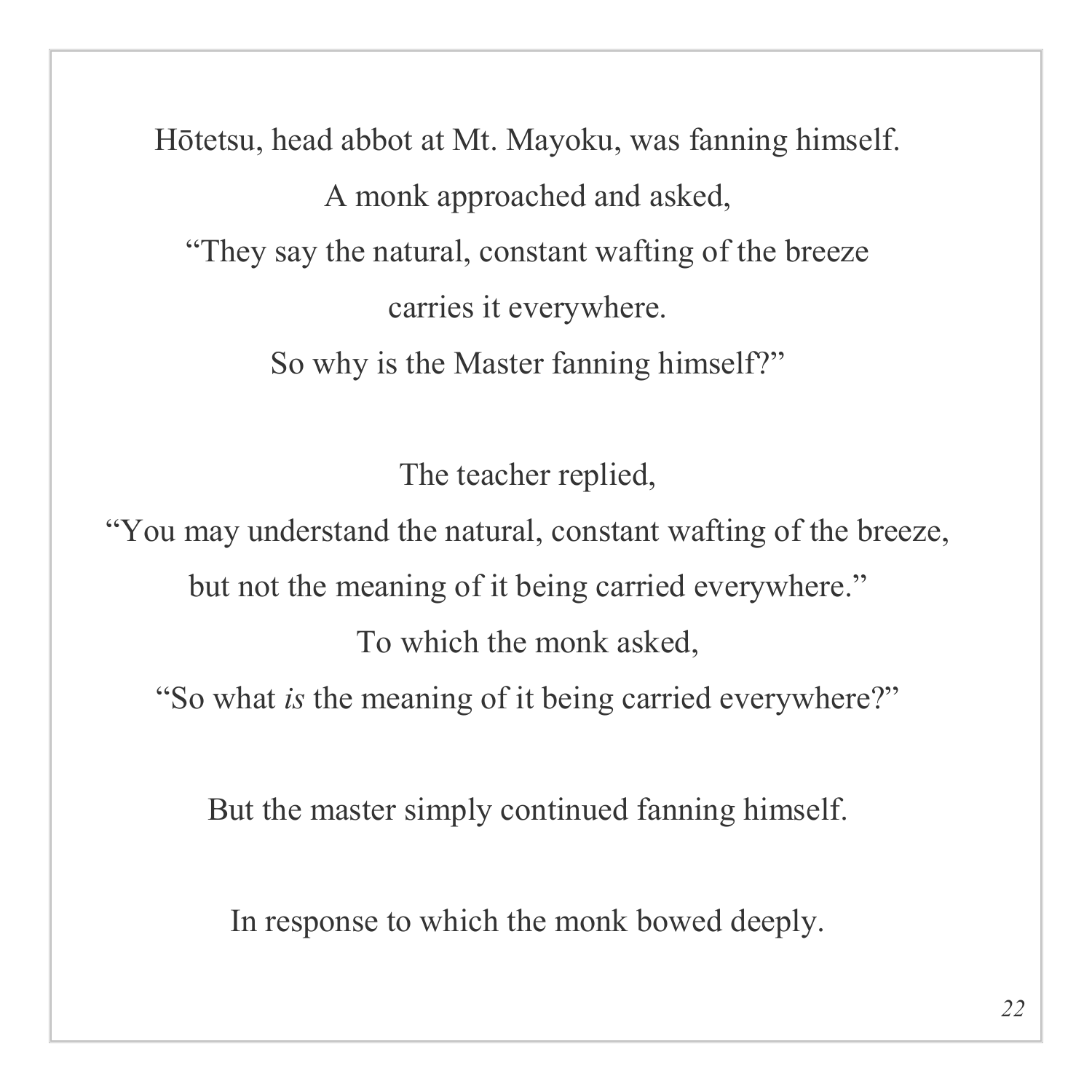Hōtetsu, head abbot at Mt. Mayoku, was fanning himself.
A monk approached and asked,
"They say the natural, constant wafting of the breeze
carries it everywhere.
So why is the Master fanning himself?"

The teacher replied,
"You may understand the natural, constant wafting of the breeze,
but not the meaning of it being carried everywhere."
To which the monk asked,
"So what *is* the meaning of it being carried everywhere?"

But the master simply continued fanning himself.

In response to which the monk bowed deeply.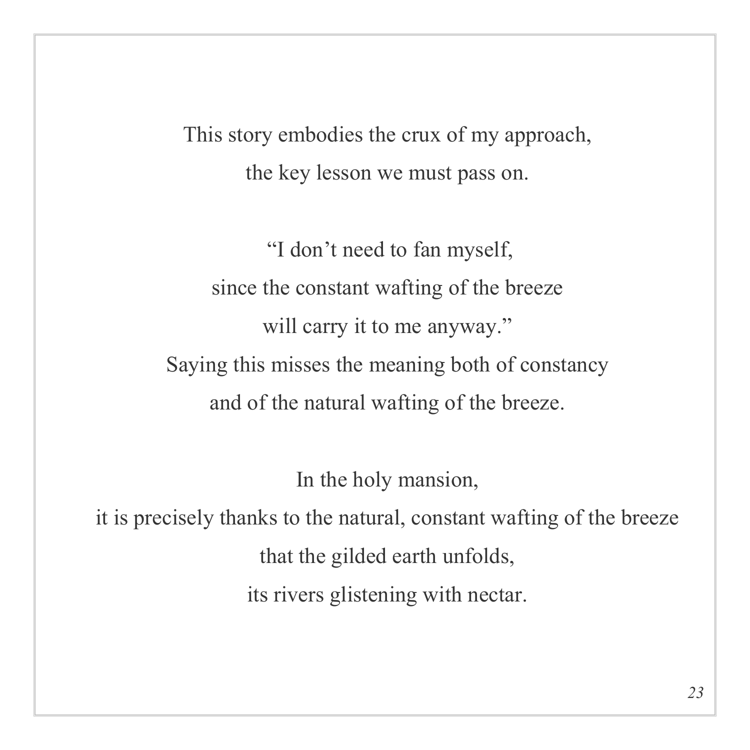This story embodies the crux of my approach,
the key lesson we must pass on.

"I don't need to fan myself,
since the constant wafting of the breeze
will carry it to me anyway."
Saying this misses the meaning both of constancy
and of the natural wafting of the breeze.

In the holy mansion,
it is precisely thanks to the natural, constant wafting of the breeze
that the gilded earth unfolds,
its rivers glistening with nectar.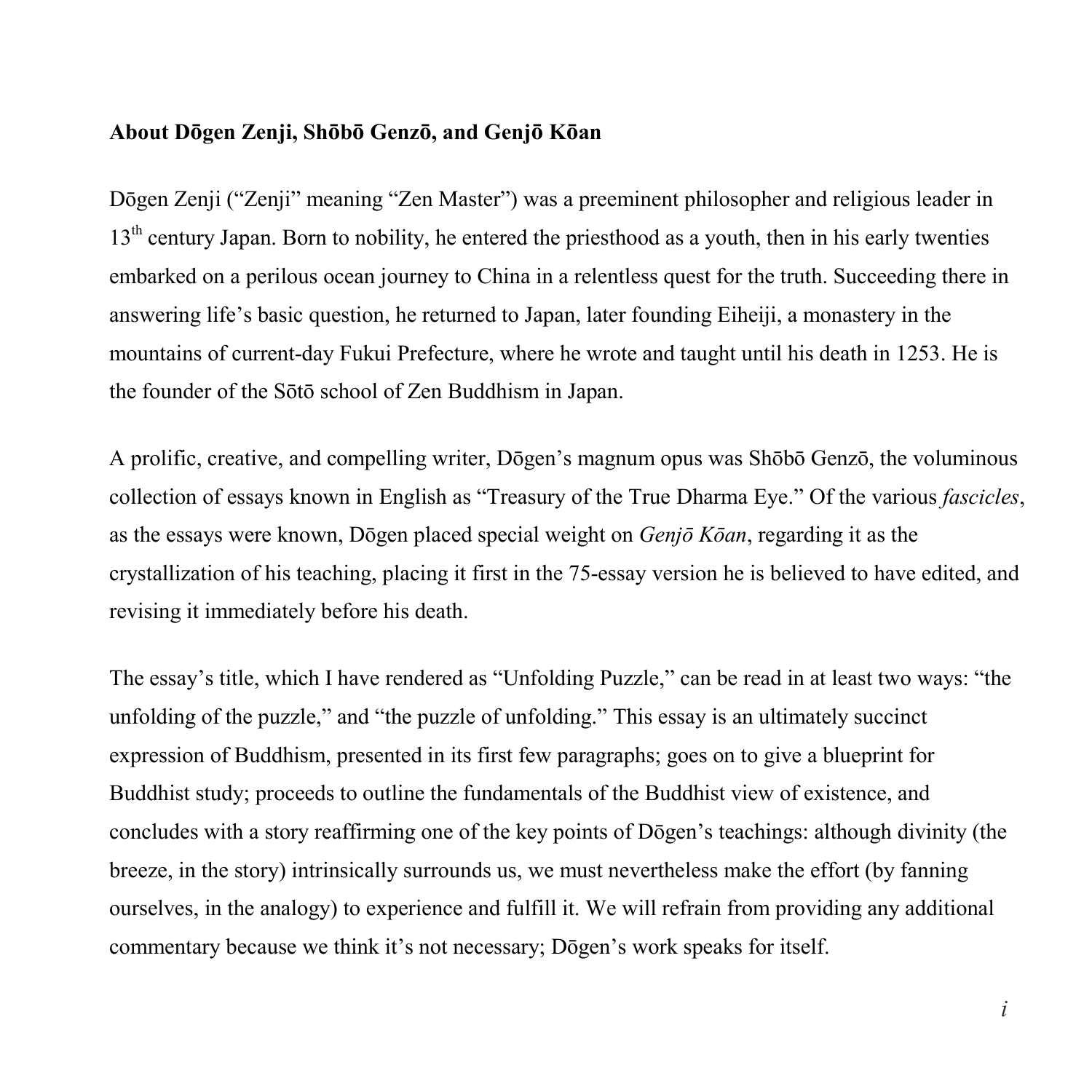**About Dōgen Zenji, Shōbō Genzō, and Genjō Kōan**

Dōgen Zenji ("Zenji" meaning "Zen Master") was a preeminent philosopher and religious leader in 13th century Japan. Born to nobility, he entered the priesthood as a youth, then in his early twenties embarked on a perilous ocean journey to China in a relentless quest for the truth. Succeeding there in answering life's basic question, he returned to Japan, later founding Eiheiji, a monastery in the mountains of current-day Fukui Prefecture, where he wrote and taught until his death in 1253. He is the founder of the Sōtō school of Zen Buddhism in Japan.

A prolific, creative, and compelling writer, Dōgen's magnum opus was Shōbō Genzō, the voluminous collection of essays known in English as "Treasury of the True Dharma Eye." Of the various *fascicles*, as the essays were known, Dōgen placed special weight on *Genjō Kōan*, regarding it as the crystallization of his teaching, placing it first in the 75-essay version he is believed to have edited, and revising it immediately before his death.

The essay's title, which I have rendered as "Unfolding Puzzle," can be read in at least two ways: "the unfolding of the puzzle," and "the puzzle of unfolding." This essay is an ultimately succinct expression of Buddhism, presented in its first few paragraphs; goes on to give a blueprint for Buddhist study; proceeds to outline the fundamentals of the Buddhist view of existence, and concludes with a story reaffirming one of the key points of Dōgen's teachings: although divinity (the breeze, in the story) intrinsically surrounds us, we must nevertheless make the effort (by fanning ourselves, in the analogy) to experience and fulfill it. We will refrain from providing any additional commentary because we think it's not necessary; Dōgen's work speaks for itself.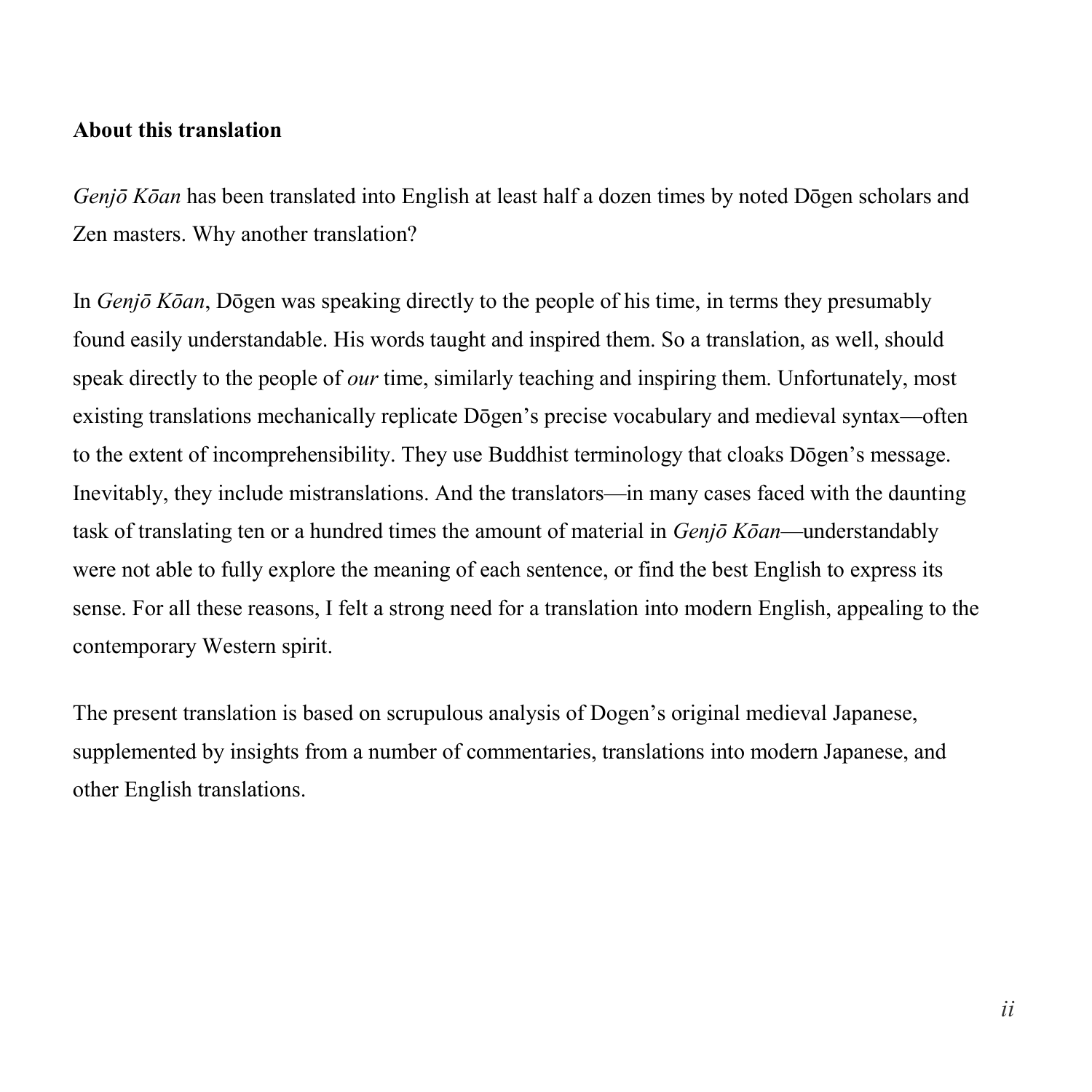**About this translation**

*Genjō Kōan* has been translated into English at least half a dozen times by noted Dōgen scholars and Zen masters. Why another translation?

In *Genjō Kōan*, Dōgen was speaking directly to the people of his time, in terms they presumably found easily understandable. His words taught and inspired them. So a translation, as well, should speak directly to the people of *our* time, similarly teaching and inspiring them. Unfortunately, most existing translations mechanically replicate Dōgen's precise vocabulary and medieval syntax—often to the extent of incomprehensibility. They use Buddhist terminology that cloaks Dōgen's message. Inevitably, they include mistranslations. And the translators—in many cases faced with the daunting task of translating ten or a hundred times the amount of material in *Genjō Kōan*—understandably were not able to fully explore the meaning of each sentence, or find the best English to express its sense. For all these reasons, I felt a strong need for a translation into modern English, appealing to the contemporary Western spirit.

The present translation is based on scrupulous analysis of Dogen's original medieval Japanese, supplemented by insights from a number of commentaries, translations into modern Japanese, and other English translations.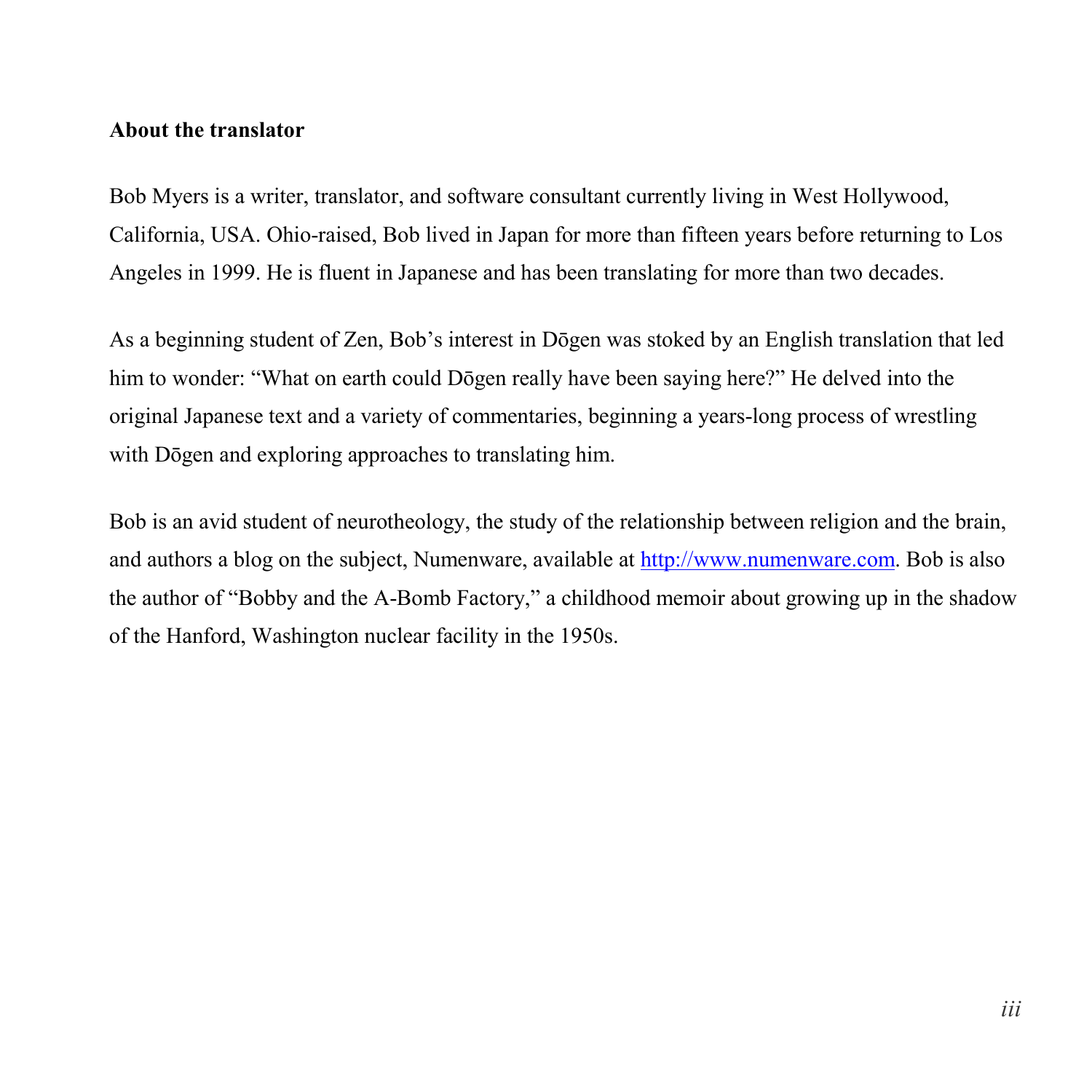**About the translator**

Bob Myers is a writer, translator, and software consultant currently living in West Hollywood, California, USA. Ohio-raised, Bob lived in Japan for more than fifteen years before returning to Los Angeles in 1999. He is fluent in Japanese and has been translating for more than two decades.

As a beginning student of Zen, Bob's interest in Dōgen was stoked by an English translation that led him to wonder: "What on earth could Dōgen really have been saying here?" He delved into the original Japanese text and a variety of commentaries, beginning a years-long process of wrestling with Dōgen and exploring approaches to translating him.

Bob is an avid student of neurotheology, the study of the relationship between religion and the brain, and authors a blog on the subject, Numenware, available at http://www.numenware.com. Bob is also the author of "Bobby and the A-Bomb Factory," a childhood memoir about growing up in the shadow of the Hanford, Washington nuclear facility in the 1950s.